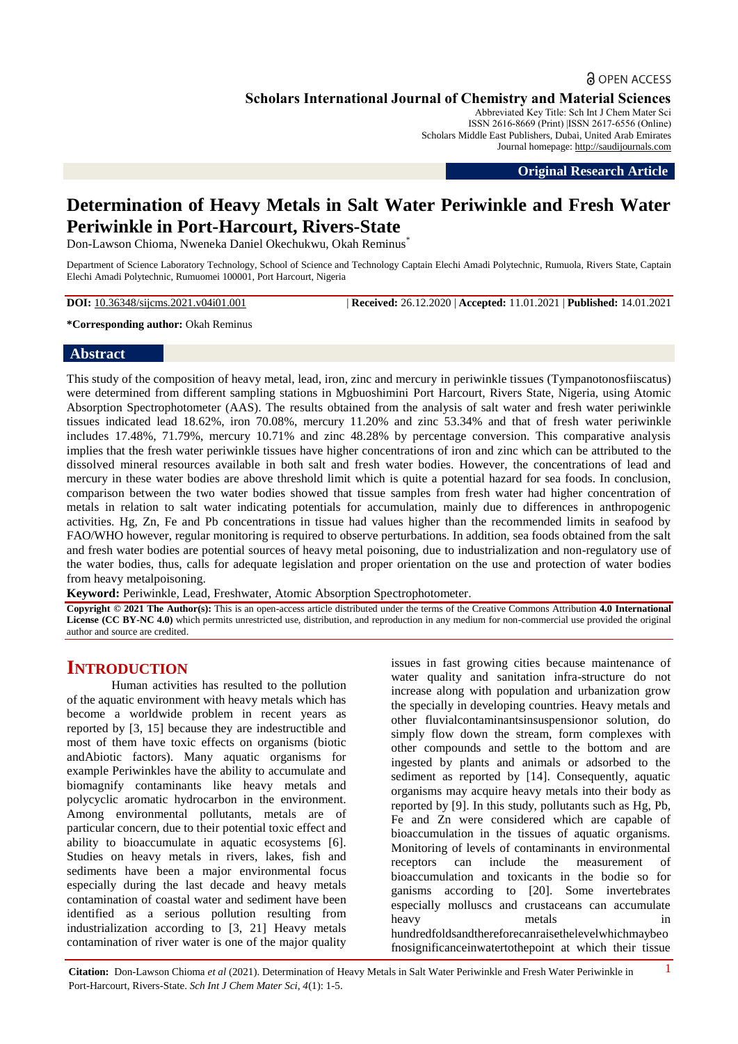# Determination of Heavy Metals in Salt Water Periwinkle and Fresh Water Periwinkle in Port-Harcourt, Rivers-State

Don-Lawson Chioma, Nweneka Daniel Okechukwu, Okah Reminus*

Department of Science Laboratory Technology, School of Science and Technology Captain Elechi Amadi Polytechnic, Rumuola, Rivers State, Captain Elechi Amadi Polytechnic, Rumuomei 100001, Port Harcourt, Nigeria

**DOI:** 10.36348/sijcms.2021.v04i01.001 | **Received:** 26.12.2020 | **Accepted:** 11.01.2021 | **Published:** 14.01.2021

**\*Corresponding author:** Okah Reminus

## Abstract

This study of the composition of heavy metal, lead, iron, zinc and mercury in periwinkle tissues (Tympanotonosfiiscatus) were determined from different sampling stations in Mgbuoshimini Port Harcourt, Rivers State, Nigeria, using Atomic Absorption Spectrophotometer (AAS). The results obtained from the analysis of salt water and fresh water periwinkle tissues indicated lead 18.62%, iron 70.08%, mercury 11.20% and zinc 53.34% and that of fresh water periwinkle includes 17.48%, 71.79%, mercury 10.71% and zinc 48.28% by percentage conversion. This comparative analysis implies that the fresh water periwinkle tissues have higher concentrations of iron and zinc which can be attributed to the dissolved mineral resources available in both salt and fresh water bodies. However, the concentrations of lead and mercury in these water bodies are above threshold limit which is quite a potential hazard for sea foods. In conclusion, comparison between the two water bodies showed that tissue samples from fresh water had higher concentration of metals in relation to salt water indicating potentials for accumulation, mainly due to differences in anthropogenic activities. Hg, Zn, Fe and Pb concentrations in tissue had values higher than the recommended limits in seafood by FAO/WHO however, regular monitoring is required to observe perturbations. In addition, sea foods obtained from the salt and fresh water bodies are potential sources of heavy metal poisoning, due to industrialization and non-regulatory use of the water bodies, thus, calls for adequate legislation and proper orientation on the use and protection of water bodies from heavy metalpoisoning.

**Keyword:** Periwinkle, Lead, Freshwater, Atomic Absorption Spectrophotometer.

**Copyright © 2021 The Author(s):** This is an open-access article distributed under the terms of the Creative Commons Attribution **4.0 International License (CC BY-NC 4.0)** which permits unrestricted use, distribution, and reproduction in any medium for non-commercial use provided the original author and source are credited.

## INTRODUCTION

Human activities has resulted to the pollution of the aquatic environment with heavy metals which has become a worldwide problem in recent years as reported by [3, 15] because they are indestructible and most of them have toxic effects on organisms (biotic andAbiotic factors). Many aquatic organisms for example Periwinkles have the ability to accumulate and biomagnify contaminants like heavy metals and polycyclic aromatic hydrocarbon in the environment. Among environmental pollutants, metals are of particular concern, due to their potential toxic effect and ability to bioaccumulate in aquatic ecosystems [6]. Studies on heavy metals in rivers, lakes, fish and sediments have been a major environmental focus especially during the last decade and heavy metals contamination of coastal water and sediment have been identified as a serious pollution resulting from industrialization according to [3, 21] Heavy metals contamination of river water is one of the major quality issues in fast growing cities because maintenance of water quality and sanitation infra-structure do not increase along with population and urbanization grow the specially in developing countries. Heavy metals and other fluvialcontaminantsinsuspensionor solution, do simply flow down the stream, form complexes with other compounds and settle to the bottom and are ingested by plants and animals or adsorbed to the sediment as reported by [14]. Consequently, aquatic organisms may acquire heavy metals into their body as reported by [9]. In this study, pollutants such as Hg, Pb, Fe and Zn were considered which are capable of bioaccumulation in the tissues of aquatic organisms. Monitoring of levels of contaminants in environmental receptors can include the measurement of bioaccumulation and toxicants in the bodie so for ganisms according to [20]. Some invertebrates especially molluscs and crustaceans can accumulate heavy metals in hundredfoldsandthereforecanraisethelevelwhichmaybeo fnosignificanceinwatertothepoint at which their tissue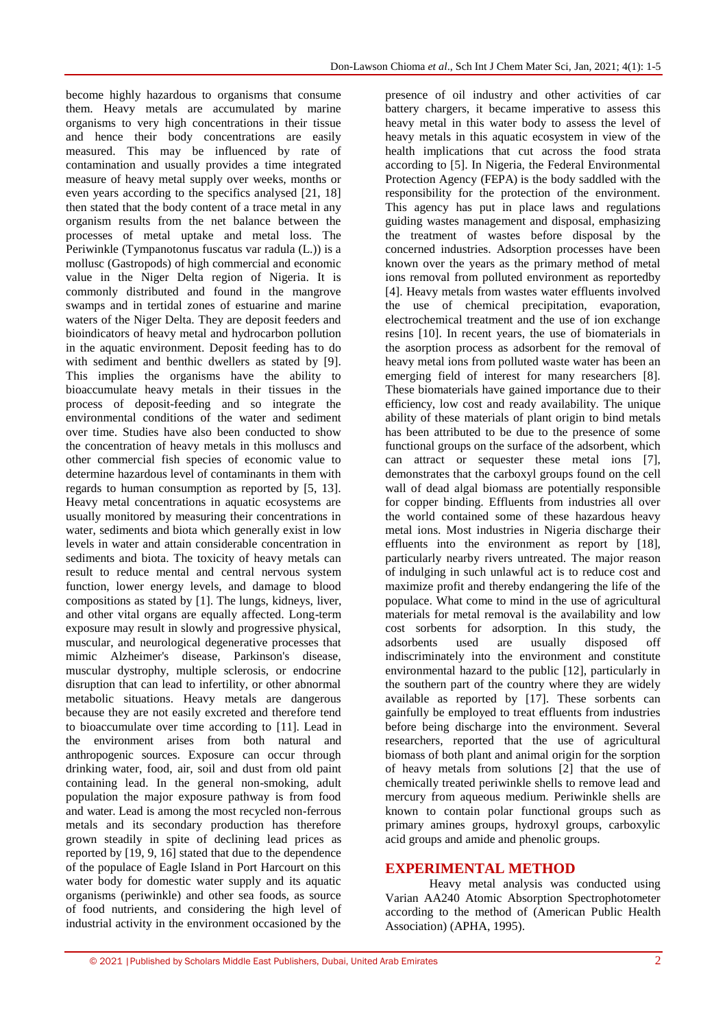become highly hazardous to organisms that consume them. Heavy metals are accumulated by marine organisms to very high concentrations in their tissue and hence their body concentrations are easily measured. This may be influenced by rate of contamination and usually provides a time integrated measure of heavy metal supply over weeks, months or even years according to the specifics analysed [21, 18] then stated that the body content of a trace metal in any organism results from the net balance between the processes of metal uptake and metal loss. The Periwinkle (Tympanotonus fuscatus var radula (L.)) is a mollusc (Gastropods) of high commercial and economic value in the Niger Delta region of Nigeria. It is commonly distributed and found in the mangrove swamps and in tertidal zones of estuarine and marine waters of the Niger Delta. They are deposit feeders and bioindicators of heavy metal and hydrocarbon pollution in the aquatic environment. Deposit feeding has to do with sediment and benthic dwellers as stated by [9]. This implies the organisms have the ability to bioaccumulate heavy metals in their tissues in the process of deposit-feeding and so integrate the environmental conditions of the water and sediment over time. Studies have also been conducted to show the concentration of heavy metals in this molluscs and other commercial fish species of economic value to determine hazardous level of contaminants in them with regards to human consumption as reported by [5, 13]. Heavy metal concentrations in aquatic ecosystems are usually monitored by measuring their concentrations in water, sediments and biota which generally exist in low levels in water and attain considerable concentration in sediments and biota. The toxicity of heavy metals can result to reduce mental and central nervous system function, lower energy levels, and damage to blood compositions as stated by [1]. The lungs, kidneys, liver, and other vital organs are equally affected. Long-term exposure may result in slowly and progressive physical, muscular, and neurological degenerative processes that mimic Alzheimer's disease, Parkinson's disease, muscular dystrophy, multiple sclerosis, or endocrine disruption that can lead to infertility, or other abnormal metabolic situations. Heavy metals are dangerous because they are not easily excreted and therefore tend to bioaccumulate over time according to [11]. Lead in the environment arises from both natural and anthropogenic sources. Exposure can occur through drinking water, food, air, soil and dust from old paint containing lead. In the general non-smoking, adult population the major exposure pathway is from food and water. Lead is among the most recycled non-ferrous metals and its secondary production has therefore grown steadily in spite of declining lead prices as reported by [19, 9, 16] stated that due to the dependence of the populace of Eagle Island in Port Harcourt on this water body for domestic water supply and its aquatic organisms (periwinkle) and other sea foods, as source of food nutrients, and considering the high level of industrial activity in the environment occasioned by the presence of oil industry and other activities of car battery chargers, it became imperative to assess this heavy metal in this water body to assess the level of heavy metals in this aquatic ecosystem in view of the health implications that cut across the food strata according to [5]. In Nigeria, the Federal Environmental Protection Agency (FEPA) is the body saddled with the responsibility for the protection of the environment. This agency has put in place laws and regulations guiding wastes management and disposal, emphasizing the treatment of wastes before disposal by the concerned industries. Adsorption processes have been known over the years as the primary method of metal ions removal from polluted environment as reportedby [4]. Heavy metals from wastes water effluents involved the use of chemical precipitation, evaporation, electrochemical treatment and the use of ion exchange resins [10]. In recent years, the use of biomaterials in the asorption process as adsorbent for the removal of heavy metal ions from polluted waste water has been an emerging field of interest for many researchers [8]. These biomaterials have gained importance due to their efficiency, low cost and ready availability. The unique ability of these materials of plant origin to bind metals has been attributed to be due to the presence of some functional groups on the surface of the adsorbent, which can attract or sequester these metal ions [7], demonstrates that the carboxyl groups found on the cell wall of dead algal biomass are potentially responsible for copper binding. Effluents from industries all over the world contained some of these hazardous heavy metal ions. Most industries in Nigeria discharge their effluents into the environment as report by [18], particularly nearby rivers untreated. The major reason of indulging in such unlawful act is to reduce cost and maximize profit and thereby endangering the life of the populace. What come to mind in the use of agricultural materials for metal removal is the availability and low cost sorbents for adsorption. In this study, the adsorbents used are usually disposed off indiscriminately into the environment and constitute environmental hazard to the public [12], particularly in the southern part of the country where they are widely available as reported by [17]. These sorbents can gainfully be employed to treat effluents from industries before being discharge into the environment. Several researchers, reported that the use of agricultural biomass of both plant and animal origin for the sorption of heavy metals from solutions [2] that the use of chemically treated periwinkle shells to remove lead and mercury from aqueous medium. Periwinkle shells are known to contain polar functional groups such as primary amines groups, hydroxyl groups, carboxylic acid groups and amide and phenolic groups.

## EXPERIMENTAL METHOD

Heavy metal analysis was conducted using Varian AA240 Atomic Absorption Spectrophotometer according to the method of (American Public Health Association) (APHA, 1995).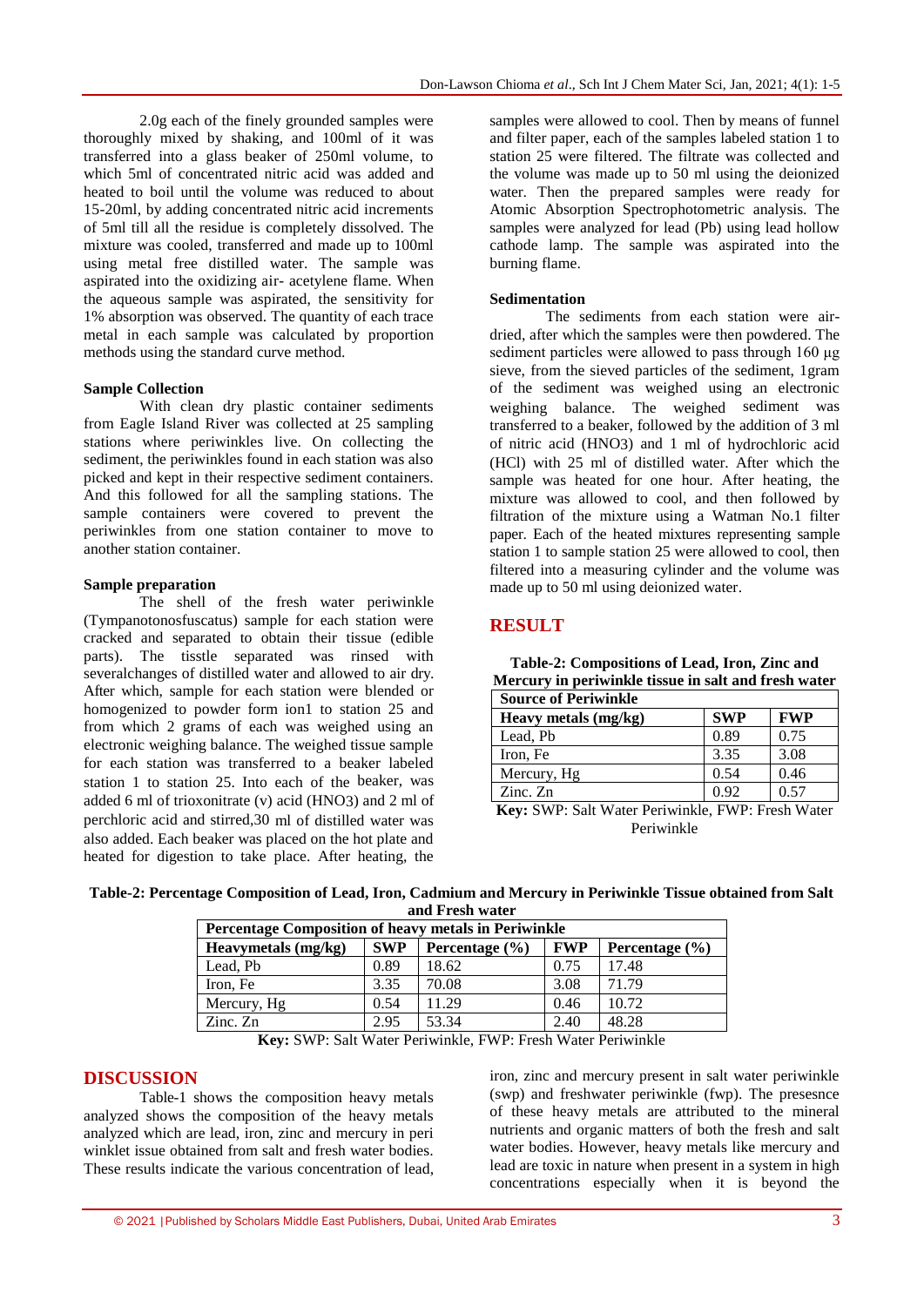2.0g each of the finely grounded samples were thoroughly mixed by shaking, and 100ml of it was transferred into a glass beaker of 250ml volume, to which 5ml of concentrated nitric acid was added and heated to boil until the volume was reduced to about 15-20ml, by adding concentrated nitric acid increments of 5ml till all the residue is completely dissolved. The mixture was cooled, transferred and made up to 100ml using metal free distilled water. The sample was aspirated into the oxidizing air- acetylene flame. When the aqueous sample was aspirated, the sensitivity for 1% absorption was observed. The quantity of each trace metal in each sample was calculated by proportion methods using the standard curve method.

### Sample Collection

With clean dry plastic container sediments from Eagle Island River was collected at 25 sampling stations where periwinkles live. On collecting the sediment, the periwinkles found in each station was also picked and kept in their respective sediment containers. And this followed for all the sampling stations. The sample containers were covered to prevent the periwinkles from one station container to move to another station container.

### Sample preparation

The shell of the fresh water periwinkle (Tympanotonosfuscatus) sample for each station were cracked and separated to obtain their tissue (edible parts). The tisstle separated was rinsed with severalchanges of distilled water and allowed to air dry. After which, sample for each station were blended or homogenized to powder form ion1 to station 25 and from which 2 grams of each was weighed using an electronic weighing balance. The weighed tissue sample for each station was transferred to a beaker labeled station 1 to station 25. Into each of the beaker, was added 6 ml of trioxonitrate (v) acid ($HNO_3$) and 2 ml of perchloric acid and stirred,30 ml of distilled water was also added. Each beaker was placed on the hot plate and heated for digestion to take place. After heating, the samples were allowed to cool. Then by means of funnel and filter paper, each of the samples labeled station 1 to station 25 were filtered. The filtrate was collected and the volume was made up to 50 ml using the deionized water. Then the prepared samples were ready for Atomic Absorption Spectrophotometric analysis. The samples were analyzed for lead (Pb) using lead hollow cathode lamp. The sample was aspirated into the burning flame.

### Sedimentation

The sediments from each station were air-dried, after which the samples were then powdered. The sediment particles were allowed to pass through 160 μg sieve, from the sieved particles of the sediment, 1gram of the sediment was weighed using an electronic weighing balance. The weighed sediment was transferred to a beaker, followed by the addition of 3 ml of nitric acid ($HNO_3$) and 1 ml of hydrochloric acid (HCl) with 25 ml of distilled water. After which the sample was heated for one hour. After heating, the mixture was allowed to cool, and then followed by filtration of the mixture using a Watman No.1 filter paper. Each of the heated mixtures representing sample station 1 to sample station 25 were allowed to cool, then filtered into a measuring cylinder and the volume was made up to 50 ml using deionized water.

## RESULT

**Table-2: Compositions of Lead, Iron, Zinc and Mercury in periwinkle tissue in salt and fresh water**

| Source of Periwinkle | | |
|---|---|---|
| **Heavy metals (mg/kg)** | **SWP** | **FWP** |
| Lead, Pb | 0.89 | 0.75 |
| Iron, Fe | 3.35 | 3.08 |
| Mercury, Hg | 0.54 | 0.46 |
| Zinc. Zn | 0.92 | 0.57 |

**Key:** SWP: Salt Water Periwinkle, FWP: Fresh Water Periwinkle

**Table-2: Percentage Composition of Lead, Iron, Cadmium and Mercury in Periwinkle Tissue obtained from Salt and Fresh water**

| Percentage Composition of heavy metals in Periwinkle | | | | |
|---|---|---|---|---|
| **Heavymetals (mg/kg)** | **SWP** | **Percentage (%)** | **FWP** | **Percentage (%)** |
| Lead, Pb | 0.89 | 18.62 | 0.75 | 17.48 |
| Iron, Fe | 3.35 | 70.08 | 3.08 | 71.79 |
| Mercury, Hg | 0.54 | 11.29 | 0.46 | 10.72 |
| Zinc. Zn | 2.95 | 53.34 | 2.40 | 48.28 |

**Key:** SWP: Salt Water Periwinkle, FWP: Fresh Water Periwinkle

## DISCUSSION

Table-1 shows the composition heavy metals analyzed shows the composition of the heavy metals analyzed which are lead, iron, zinc and mercury in peri winklet issue obtained from salt and fresh water bodies. These results indicate the various concentration of lead, iron, zinc and mercury present in salt water periwinkle (swp) and freshwater periwinkle (fwp). The presesnce of these heavy metals are attributed to the mineral nutrients and organic matters of both the fresh and salt water bodies. However, heavy metals like mercury and lead are toxic in nature when present in a system in high concentrations especially when it is beyond the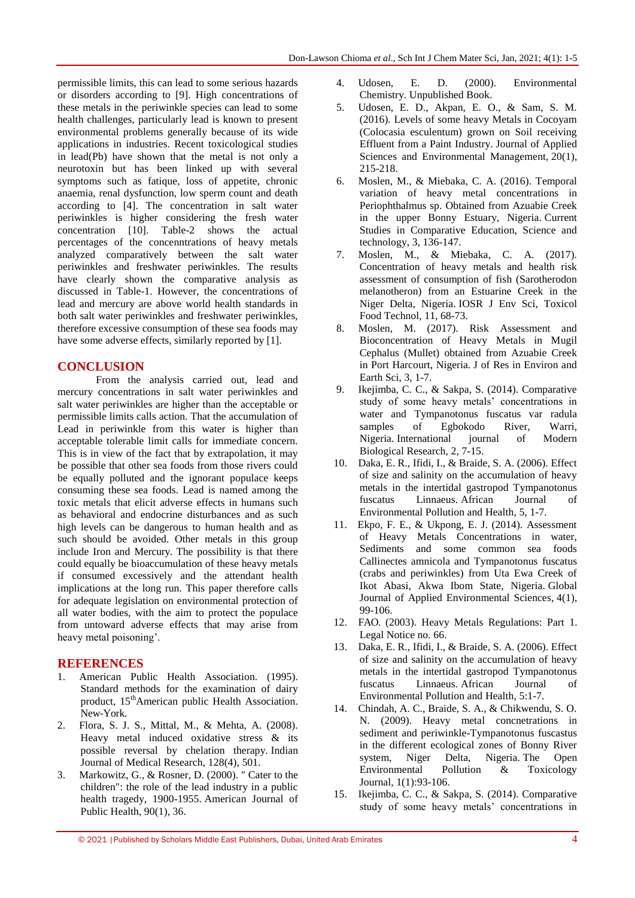permissible limits, this can lead to some serious hazards or disorders according to [9]. High concentrations of these metals in the periwinkle species can lead to some health challenges, particularly lead is known to present environmental problems generally because of its wide applications in industries. Recent toxicological studies in lead(Pb) have shown that the metal is not only a neurotoxin but has been linked up with several symptoms such as fatique, loss of appetite, chronic anaemia, renal dysfunction, low sperm count and death according to [4]. The concentration in salt water periwinkles is higher considering the fresh water concentration [10]. Table-2 shows the actual percentages of the concenntrations of heavy metals analyzed comparatively between the salt water periwinkles and freshwater periwinkles. The results have clearly shown the comparative analysis as discussed in Table-1. However, the concentrations of lead and mercury are above world health standards in both salt water periwinkles and freshwater periwinkles, therefore excessive consumption of these sea foods may have some adverse effects, similarly reported by [1].

## CONCLUSION

From the analysis carried out, lead and mercury concentrations in salt water periwinkles and salt water periwinkles are higher than the acceptable or permissible limits calls action. That the accumulation of Lead in periwinkle from this water is higher than acceptable tolerable limit calls for immediate concern. This is in view of the fact that by extrapolation, it may be possible that other sea foods from those rivers could be equally polluted and the ignorant populace keeps consuming these sea foods. Lead is named among the toxic metals that elicit adverse effects in humans such as behavioral and endocrine disturbances and as such high levels can be dangerous to human health and as such should be avoided. Other metals in this group include Iron and Mercury. The possibility is that there could equally be bioaccumulation of these heavy metals if consumed excessively and the attendant health implications at the long run. This paper therefore calls for adequate legislation on environmental protection of all water bodies, with the aim to protect the populace from untoward adverse effects that may arise from heavy metal poisoning'.

## REFERENCES

1. American Public Health Association. (1995). Standard methods for the examination of dairy product, 15th American public Health Association. New-York.
2. Flora, S. J. S., Mittal, M., & Mehta, A. (2008). Heavy metal induced oxidative stress & its possible reversal by chelation therapy. Indian Journal of Medical Research, 128(4), 501.
3. Markowitz, G., & Rosner, D. (2000). " Cater to the children": the role of the lead industry in a public health tragedy, 1900-1955. American Journal of Public Health, 90(1), 36.
4. Udosen, E. D. (2000). Environmental Chemistry. Unpublished Book.
5. Udosen, E. D., Akpan, E. O., & Sam, S. M. (2016). Levels of some heavy Metals in Cocoyam (Colocasia esculentum) grown on Soil receiving Effluent from a Paint Industry. Journal of Applied Sciences and Environmental Management, 20(1), 215-218.
6. Moslen, M., & Miebaka, C. A. (2016). Temporal variation of heavy metal concentrations in Periophthalmus sp. Obtained from Azuabie Creek in the upper Bonny Estuary, Nigeria. Current Studies in Comparative Education, Science and technology, 3, 136-147.
7. Moslen, M., & Miebaka, C. A. (2017). Concentration of heavy metals and health risk assessment of consumption of fish (Sarotherodon melanotheron) from an Estuarine Creek in the Niger Delta, Nigeria. IOSR J Env Sci, Toxicol Food Technol, 11, 68-73.
8. Moslen, M. (2017). Risk Assessment and Bioconcentration of Heavy Metals in Mugil Cephalus (Mullet) obtained from Azuabie Creek in Port Harcourt, Nigeria. J of Res in Environ and Earth Sci, 3, 1-7.
9. Ikejimba, C. C., & Sakpa, S. (2014). Comparative study of some heavy metals' concentrations in water and Tympanotonus fuscatus var radula samples of Egbokodo River, Warri, Nigeria. International journal of Modern Biological Research, 2, 7-15.
10. Daka, E. R., Ifidi, I., & Braide, S. A. (2006). Effect of size and salinity on the accumulation of heavy metals in the intertidal gastropod Tympanotonus fuscatus Linnaeus. African Journal of Environmental Pollution and Health, 5, 1-7.
11. Ekpo, F. E., & Ukpong, E. J. (2014). Assessment of Heavy Metals Concentrations in water, Sediments and some common sea foods Callinectes amnicola and Tympanotonus fuscatus (crabs and periwinkles) from Uta Ewa Creek of Ikot Abasi, Akwa Ibom State, Nigeria. Global Journal of Applied Environmental Sciences, 4(1), 99-106.
12. FAO. (2003). Heavy Metals Regulations: Part 1. Legal Notice no. 66.
13. Daka, E. R., Ifidi, I., & Braide, S. A. (2006). Effect of size and salinity on the accumulation of heavy metals in the intertidal gastropod Tympanotonus fuscatus Linnaeus. African Journal of Environmental Pollution and Health, 5:1-7.
14. Chindah, A. C., Braide, S. A., & Chikwendu, S. O. N. (2009). Heavy metal concnetrations in sediment and periwinkle-Tympanotonus fuscastus in the different ecological zones of Bonny River system, Niger Delta, Nigeria. The Open Environmental Pollution & Toxicology Journal, 1(1):93-106.
15. Ikejimba, C. C., & Sakpa, S. (2014). Comparative study of some heavy metals' concentrations in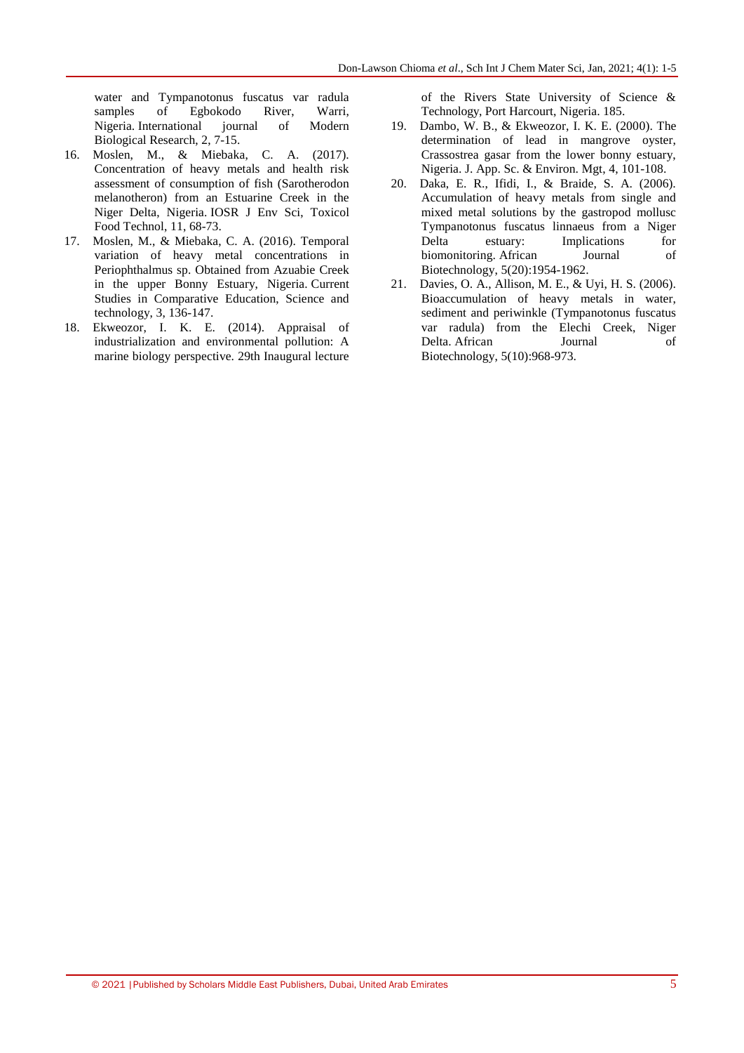water and Tympanotonus fuscatus var radula samples of Egbokodo River, Warri, Nigeria. International journal of Modern Biological Research, 2, 7-15.

16. Moslen, M., & Miebaka, C. A. (2017). Concentration of heavy metals and health risk assessment of consumption of fish (Sarotherodon melanotheron) from an Estuarine Creek in the Niger Delta, Nigeria. IOSR J Env Sci, Toxicol Food Technol, 11, 68-73.
17. Moslen, M., & Miebaka, C. A. (2016). Temporal variation of heavy metal concentrations in Periophthalmus sp. Obtained from Azuabie Creek in the upper Bonny Estuary, Nigeria. Current Studies in Comparative Education, Science and technology, 3, 136-147.
18. Ekweozor, I. K. E. (2014). Appraisal of industrialization and environmental pollution: A marine biology perspective. 29th Inaugural lecture of the Rivers State University of Science & Technology, Port Harcourt, Nigeria. 185.
19. Dambo, W. B., & Ekweozor, I. K. E. (2000). The determination of lead in mangrove oyster, Crassostrea gasar from the lower bonny estuary, Nigeria. J. App. Sc. & Environ. Mgt, 4, 101-108.
20. Daka, E. R., Ifidi, I., & Braide, S. A. (2006). Accumulation of heavy metals from single and mixed metal solutions by the gastropod mollusc Tympanotonus fuscatus linnaeus from a Niger Delta estuary: Implications for biomonitoring. African Journal of Biotechnology, 5(20):1954-1962.
21. Davies, O. A., Allison, M. E., & Uyi, H. S. (2006). Bioaccumulation of heavy metals in water, sediment and periwinkle (Tympanotonus fuscatus var radula) from the Elechi Creek, Niger Delta. African Journal of Biotechnology, 5(10):968-973.